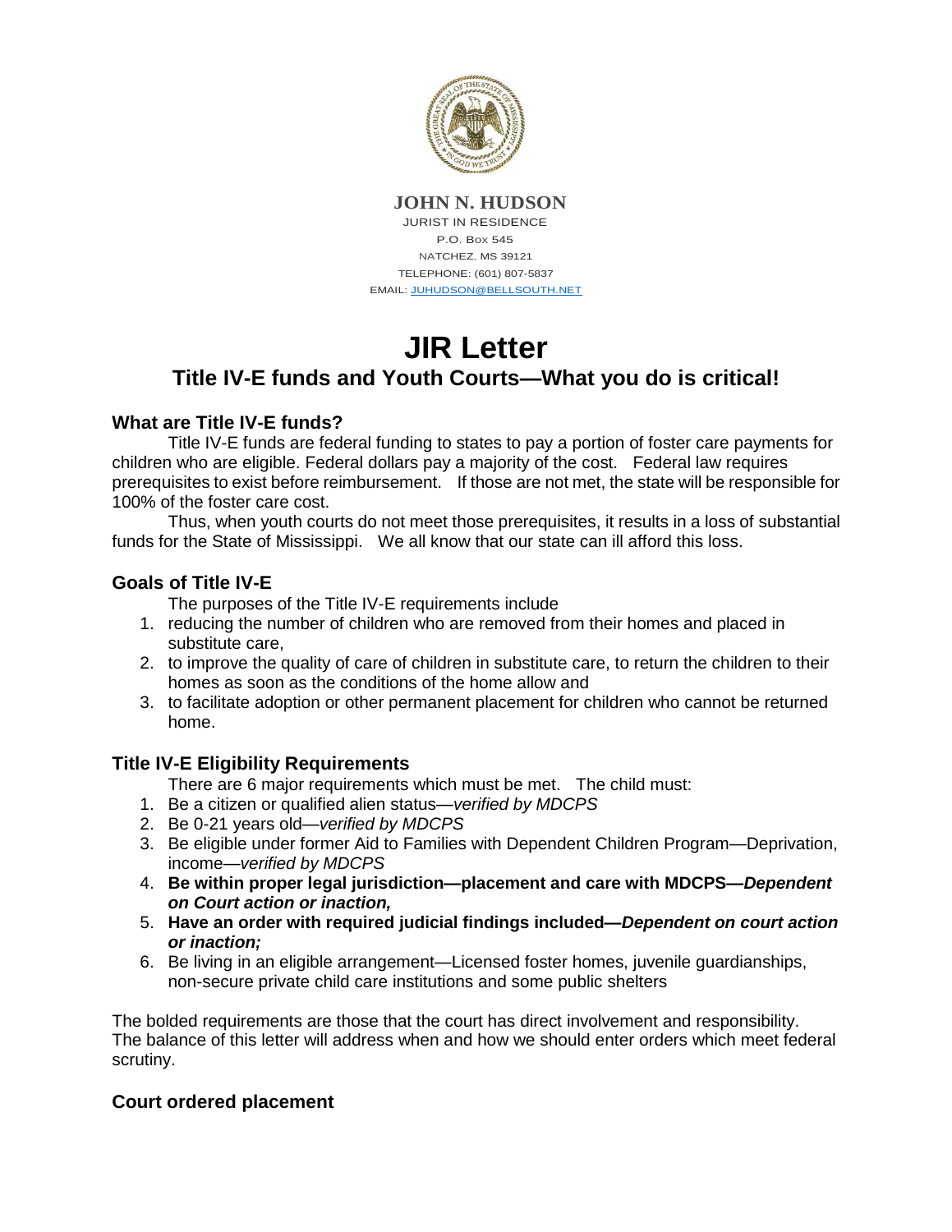**JOHN N. HUDSON**

JURIST IN RESIDENCE
P.O. Box 545
NATCHEZ, MS 39121
TELEPHONE: (601) 807-5837
EMAIL: JUHUDSON@BELLSOUTH.NET

# JIR Letter

## Title IV-E funds and Youth Courts—What you do is critical!

### What are Title IV-E funds?

Title IV-E funds are federal funding to states to pay a portion of foster care payments for children who are eligible. Federal dollars pay a majority of the cost. Federal law requires prerequisites to exist before reimbursement. If those are not met, the state will be responsible for 100% of the foster care cost.

Thus, when youth courts do not meet those prerequisites, it results in a loss of substantial funds for the State of Mississippi. We all know that our state can ill afford this loss.

### Goals of Title IV-E

The purposes of the Title IV-E requirements include

1. reducing the number of children who are removed from their homes and placed in substitute care,
2. to improve the quality of care of children in substitute care, to return the children to their homes as soon as the conditions of the home allow and
3. to facilitate adoption or other permanent placement for children who cannot be returned home.

### Title IV-E Eligibility Requirements

There are 6 major requirements which must be met. The child must:

1. Be a citizen or qualified alien status—*verified by MDCPS*
2. Be 0-21 years old—*verified by MDCPS*
3. Be eligible under former Aid to Families with Dependent Children Program—Deprivation, income—*verified by MDCPS*
4. **Be within proper legal jurisdiction—placement and care with MDCPS—*Dependent on Court action or inaction,***
5. **Have an order with required judicial findings included—*Dependent on court action or inaction;***
6. Be living in an eligible arrangement—Licensed foster homes, juvenile guardianships, non-secure private child care institutions and some public shelters

The bolded requirements are those that the court has direct involvement and responsibility. The balance of this letter will address when and how we should enter orders which meet federal scrutiny.

### Court ordered placement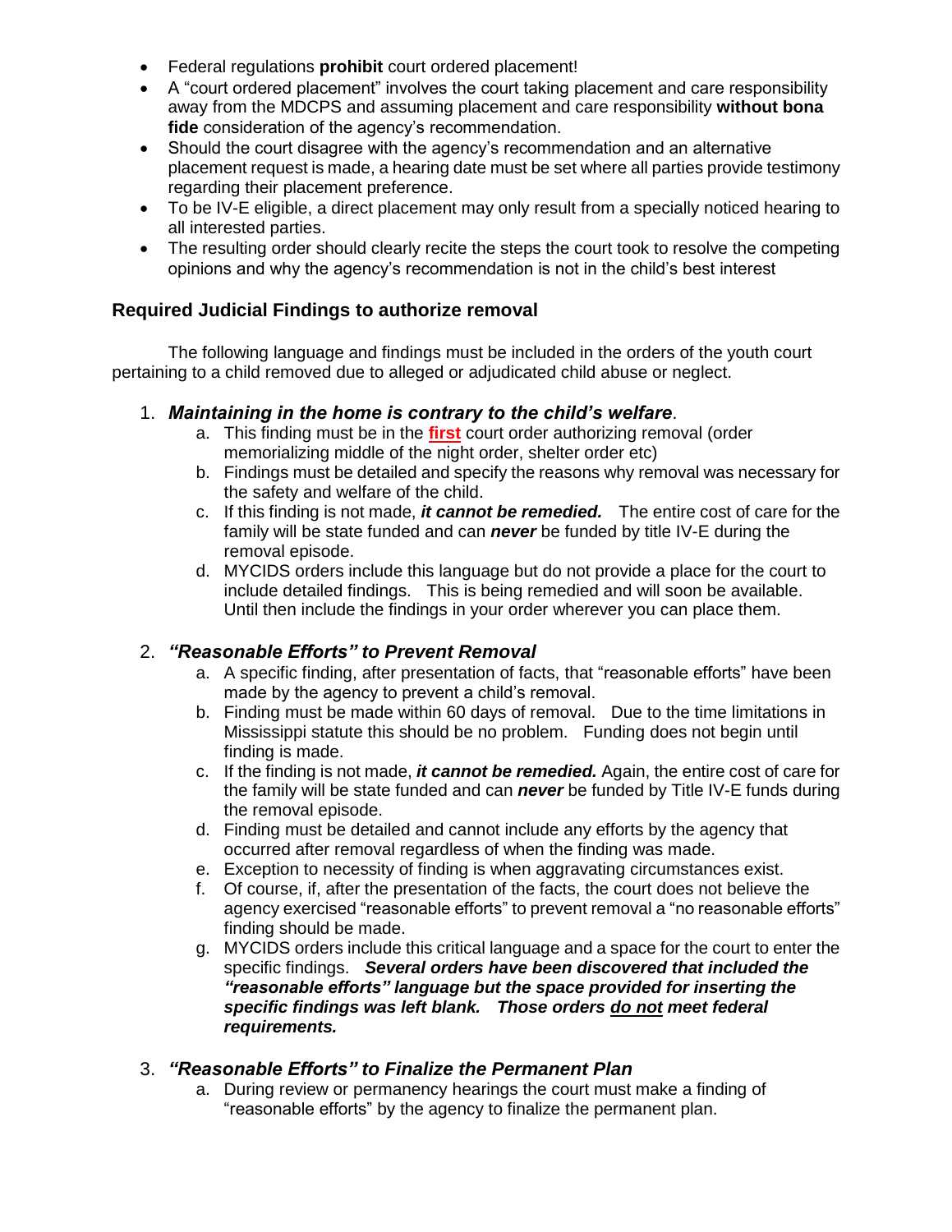- Federal regulations **prohibit** court ordered placement!
- A "court ordered placement" involves the court taking placement and care responsibility away from the MDCPS and assuming placement and care responsibility **without bona fide** consideration of the agency's recommendation.
- Should the court disagree with the agency's recommendation and an alternative placement request is made, a hearing date must be set where all parties provide testimony regarding their placement preference.
- To be IV-E eligible, a direct placement may only result from a specially noticed hearing to all interested parties.
- The resulting order should clearly recite the steps the court took to resolve the competing opinions and why the agency's recommendation is not in the child's best interest

## Required Judicial Findings to authorize removal

The following language and findings must be included in the orders of the youth court pertaining to a child removed due to alleged or adjudicated child abuse or neglect.

1. ***Maintaining in the home is contrary to the child's welfare***.
   a. This finding must be in the **first** court order authorizing removal (order memorializing middle of the night order, shelter order etc)
   b. Findings must be detailed and specify the reasons why removal was necessary for the safety and welfare of the child.
   c. If this finding is not made, ***it cannot be remedied.*** The entire cost of care for the family will be state funded and can ***never*** be funded by title IV-E during the removal episode.
   d. MYCIDS orders include this language but do not provide a place for the court to include detailed findings. This is being remedied and will soon be available. Until then include the findings in your order wherever you can place them.

2. ***"Reasonable Efforts" to Prevent Removal***
   a. A specific finding, after presentation of facts, that "reasonable efforts" have been made by the agency to prevent a child's removal.
   b. Finding must be made within 60 days of removal. Due to the time limitations in Mississippi statute this should be no problem. Funding does not begin until finding is made.
   c. If the finding is not made, ***it cannot be remedied.*** Again, the entire cost of care for the family will be state funded and can ***never*** be funded by Title IV-E funds during the removal episode.
   d. Finding must be detailed and cannot include any efforts by the agency that occurred after removal regardless of when the finding was made.
   e. Exception to necessity of finding is when aggravating circumstances exist.
   f. Of course, if, after the presentation of the facts, the court does not believe the agency exercised "reasonable efforts" to prevent removal a "no reasonable efforts" finding should be made.
   g. MYCIDS orders include this critical language and a space for the court to enter the specific findings. ***Several orders have been discovered that included the "reasonable efforts" language but the space provided for inserting the specific findings was left blank. Those orders <u>do not</u> meet federal requirements.***

3. ***"Reasonable Efforts" to Finalize the Permanent Plan***
   a. During review or permanency hearings the court must make a finding of "reasonable efforts" by the agency to finalize the permanent plan.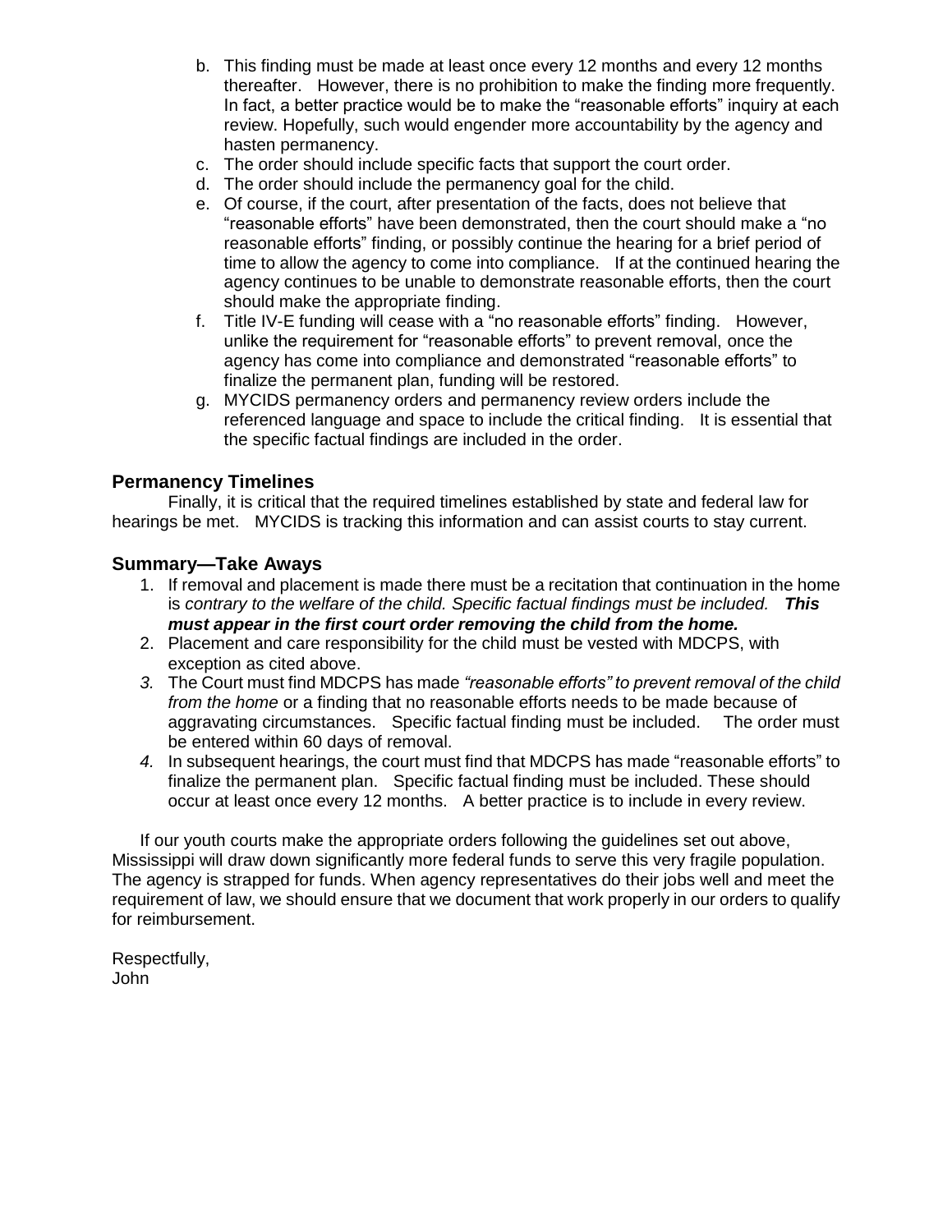b. This finding must be made at least once every 12 months and every 12 months thereafter. However, there is no prohibition to make the finding more frequently. In fact, a better practice would be to make the "reasonable efforts" inquiry at each review. Hopefully, such would engender more accountability by the agency and hasten permanency.
c. The order should include specific facts that support the court order.
d. The order should include the permanency goal for the child.
e. Of course, if the court, after presentation of the facts, does not believe that "reasonable efforts" have been demonstrated, then the court should make a "no reasonable efforts" finding, or possibly continue the hearing for a brief period of time to allow the agency to come into compliance. If at the continued hearing the agency continues to be unable to demonstrate reasonable efforts, then the court should make the appropriate finding.
f. Title IV-E funding will cease with a "no reasonable efforts" finding. However, unlike the requirement for "reasonable efforts" to prevent removal, once the agency has come into compliance and demonstrated "reasonable efforts" to finalize the permanent plan, funding will be restored.
g. MYCIDS permanency orders and permanency review orders include the referenced language and space to include the critical finding. It is essential that the specific factual findings are included in the order.

## Permanency Timelines

Finally, it is critical that the required timelines established by state and federal law for hearings be met. MYCIDS is tracking this information and can assist courts to stay current.

## Summary—Take Aways

1. If removal and placement is made there must be a recitation that continuation in the home is *contrary to the welfare of the child. Specific factual findings must be included.* ***This must appear in the first court order removing the child from the home.***
2. Placement and care responsibility for the child must be vested with MDCPS, with exception as cited above.
3. The Court must find MDCPS has made *"reasonable efforts" to prevent removal of the child from the home* or a finding that no reasonable efforts needs to be made because of aggravating circumstances. Specific factual finding must be included. The order must be entered within 60 days of removal.
4. In subsequent hearings, the court must find that MDCPS has made "reasonable efforts" to finalize the permanent plan. Specific factual finding must be included. These should occur at least once every 12 months. A better practice is to include in every review.

If our youth courts make the appropriate orders following the guidelines set out above, Mississippi will draw down significantly more federal funds to serve this very fragile population. The agency is strapped for funds. When agency representatives do their jobs well and meet the requirement of law, we should ensure that we document that work properly in our orders to qualify for reimbursement.

Respectfully,
John